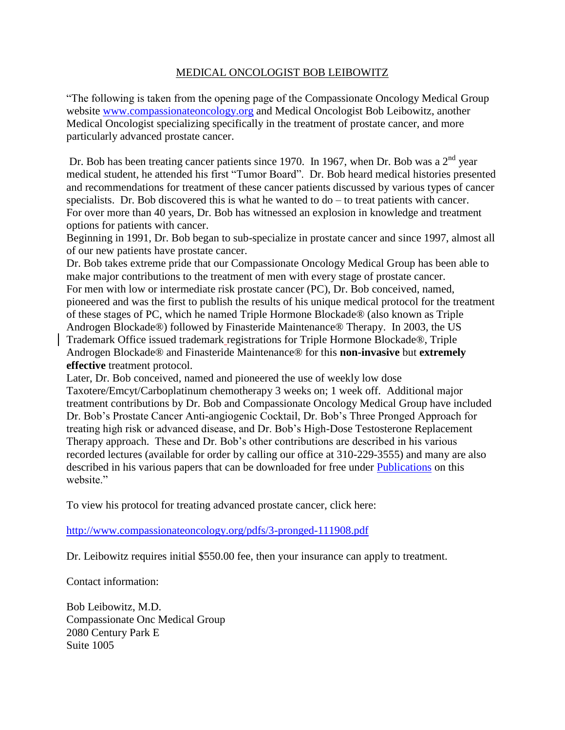# MEDICAL ONCOLOGIST BOB LEIBOWITZ

"The following is taken from the opening page of the Compassionate Oncology Medical Group website [www.compassionateoncology.org](http://www.compassionateoncology.org) and Medical Oncologist Bob Leibowitz, another Medical Oncologist specializing specifically in the treatment of prostate cancer, and more particularly advanced prostate cancer.

Dr. Bob has been treating cancer patients since 1970. In 1967, when Dr. Bob was a 2nd year medical student, he attended his first "Tumor Board". Dr. Bob heard medical histories presented and recommendations for treatment of these cancer patients discussed by various types of cancer specialists. Dr. Bob discovered this is what he wanted to do – to treat patients with cancer. For over more than 40 years, Dr. Bob has witnessed an explosion in knowledge and treatment options for patients with cancer.

Beginning in 1991, Dr. Bob began to sub-specialize in prostate cancer and since 1997, almost all of our new patients have prostate cancer.

Dr. Bob takes extreme pride that our Compassionate Oncology Medical Group has been able to make major contributions to the treatment of men with every stage of prostate cancer.

For men with low or intermediate risk prostate cancer (PC), Dr. Bob conceived, named, pioneered and was the first to publish the results of his unique medical protocol for the treatment of these stages of PC, which he named Triple Hormone Blockade® (also known as Triple Androgen Blockade®) followed by Finasteride Maintenance® Therapy. In 2003, the US Trademark Office issued trademark registrations for Triple Hormone Blockade®, Triple Androgen Blockade® and Finasteride Maintenance® for this **non-invasive** but **extremely effective** treatment protocol.

Later, Dr. Bob conceived, named and pioneered the use of weekly low dose Taxotere/Emcyt/Carboplatinum chemotherapy 3 weeks on; 1 week off. Additional major treatment contributions by Dr. Bob and Compassionate Oncology Medical Group have included Dr. Bob's Prostate Cancer Anti-angiogenic Cocktail, Dr. Bob's Three Pronged Approach for treating high risk or advanced disease, and Dr. Bob's High-Dose Testosterone Replacement Therapy approach. These and Dr. Bob's other contributions are described in his various recorded lectures (available for order by calling our office at 310-229-3555) and many are also described in his various papers that can be downloaded for free under Publications on this website."

To view his protocol for treating advanced prostate cancer, click here:

http://www.compassionateoncology.org/pdfs/3-pronged-111908.pdf

Dr. Leibowitz requires initial $550.00 fee, then your insurance can apply to treatment.

Contact information:

Bob Leibowitz, M.D.
Compassionate Onc Medical Group
2080 Century Park E
Suite 1005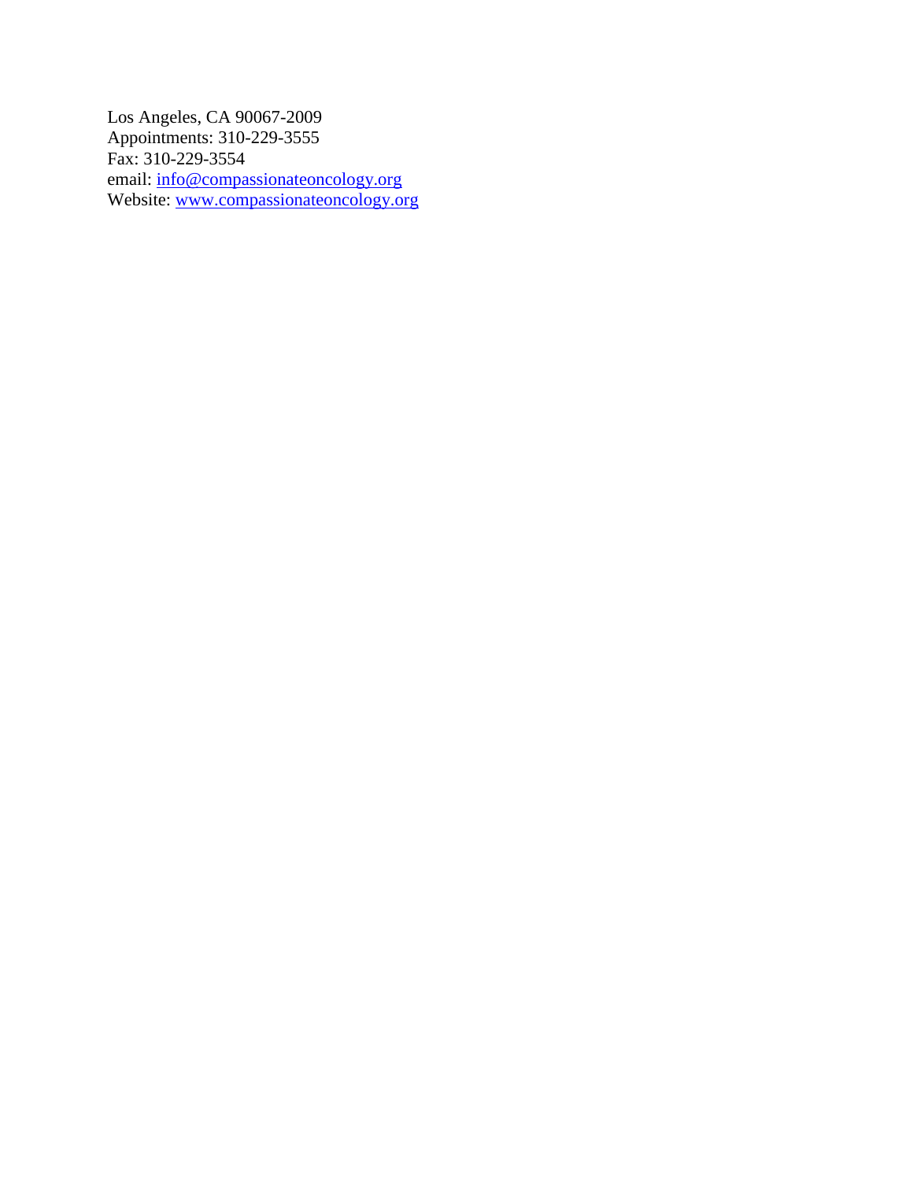Los Angeles, CA 90067-2009
Appointments: 310-229-3555
Fax: 310-229-3554
email: [info@compassionateoncology.org](mailto:info@compassionateoncology.org)
Website: [www.compassionateoncology.org](http://www.compassionateoncology.org)